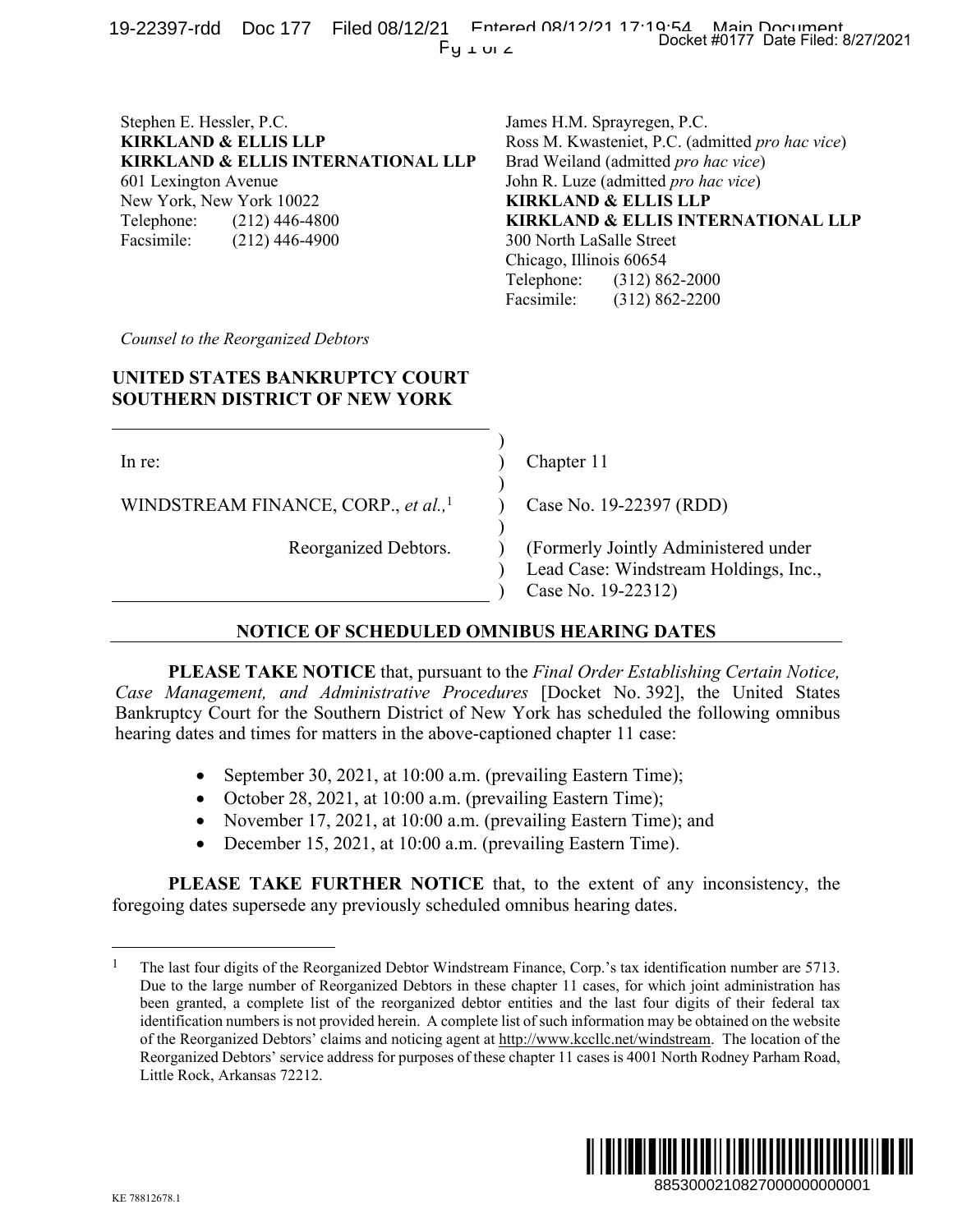Stephen E. Hessler, P.C.
**KIRKLAND & ELLIS LLP**
**KIRKLAND & ELLIS INTERNATIONAL LLP**
601 Lexington Avenue
New York, New York 10022
Telephone: (212) 446-4800
Facsimile: (212) 446-4900

James H.M. Sprayregen, P.C.
Ross M. Kwasteniet, P.C. (admitted *pro hac vice*)
Brad Weiland (admitted *pro hac vice*)
John R. Luze (admitted *pro hac vice*)
**KIRKLAND & ELLIS LLP**
**KIRKLAND & ELLIS INTERNATIONAL LLP**
300 North LaSalle Street
Chicago, Illinois 60654
Telephone: (312) 862-2000
Facsimile: (312) 862-2200

*Counsel to the Reorganized Debtors*

**UNITED STATES BANKRUPTCY COURT**
**SOUTHERN DISTRICT OF NEW YORK**

| | |
|---|---|
| In re: | Chapter 11 |
| WINDSTREAM FINANCE, CORP., *et al.,*[1] | Case No. 19-22397 (RDD) |
| Reorganized Debtors. | (Formerly Jointly Administered under Lead Case: Windstream Holdings, Inc., Case No. 19-22312) |

## NOTICE OF SCHEDULED OMNIBUS HEARING DATES

**PLEASE TAKE NOTICE** that, pursuant to the *Final Order Establishing Certain Notice, Case Management, and Administrative Procedures* [Docket No. 392], the United States Bankruptcy Court for the Southern District of New York has scheduled the following omnibus hearing dates and times for matters in the above-captioned chapter 11 case:

- September 30, 2021, at 10:00 a.m. (prevailing Eastern Time);
- October 28, 2021, at 10:00 a.m. (prevailing Eastern Time);
- November 17, 2021, at 10:00 a.m. (prevailing Eastern Time); and
- December 15, 2021, at 10:00 a.m. (prevailing Eastern Time).

**PLEASE TAKE FURTHER NOTICE** that, to the extent of any inconsistency, the foregoing dates supersede any previously scheduled omnibus hearing dates.

[1] The last four digits of the Reorganized Debtor Windstream Finance, Corp.'s tax identification number are 5713. Due to the large number of Reorganized Debtors in these chapter 11 cases, for which joint administration has been granted, a complete list of the reorganized debtor entities and the last four digits of their federal tax identification numbers is not provided herein. A complete list of such information may be obtained on the website of the Reorganized Debtors' claims and noticing agent at http://www.kccllc.net/windstream. The location of the Reorganized Debtors' service address for purposes of these chapter 11 cases is 4001 North Rodney Parham Road, Little Rock, Arkansas 72212.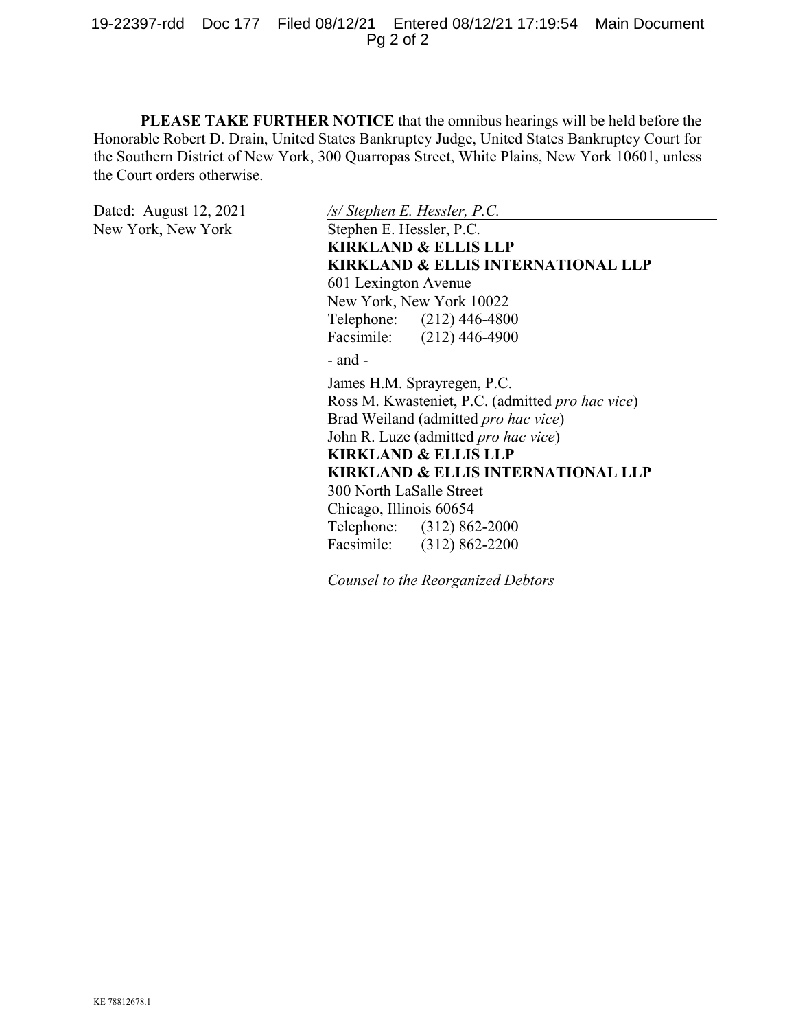**PLEASE TAKE FURTHER NOTICE** that the omnibus hearings will be held before the Honorable Robert D. Drain, United States Bankruptcy Judge, United States Bankruptcy Court for the Southern District of New York, 300 Quarropas Street, White Plains, New York 10601, unless the Court orders otherwise.

Dated: August 12, 2021
New York, New York

*/s/ Stephen E. Hessler, P.C.*
Stephen E. Hessler, P.C.
**KIRKLAND & ELLIS LLP**
**KIRKLAND & ELLIS INTERNATIONAL LLP**
601 Lexington Avenue
New York, New York 10022
Telephone: (212) 446-4800
Facsimile: (212) 446-4900

- and -

James H.M. Sprayregen, P.C.
Ross M. Kwasteniet, P.C. (admitted *pro hac vice*)
Brad Weiland (admitted *pro hac vice*)
John R. Luze (admitted *pro hac vice*)
**KIRKLAND & ELLIS LLP**
**KIRKLAND & ELLIS INTERNATIONAL LLP**
300 North LaSalle Street
Chicago, Illinois 60654
Telephone: (312) 862-2000
Facsimile: (312) 862-2200

*Counsel to the Reorganized Debtors*

KE 78812678.1